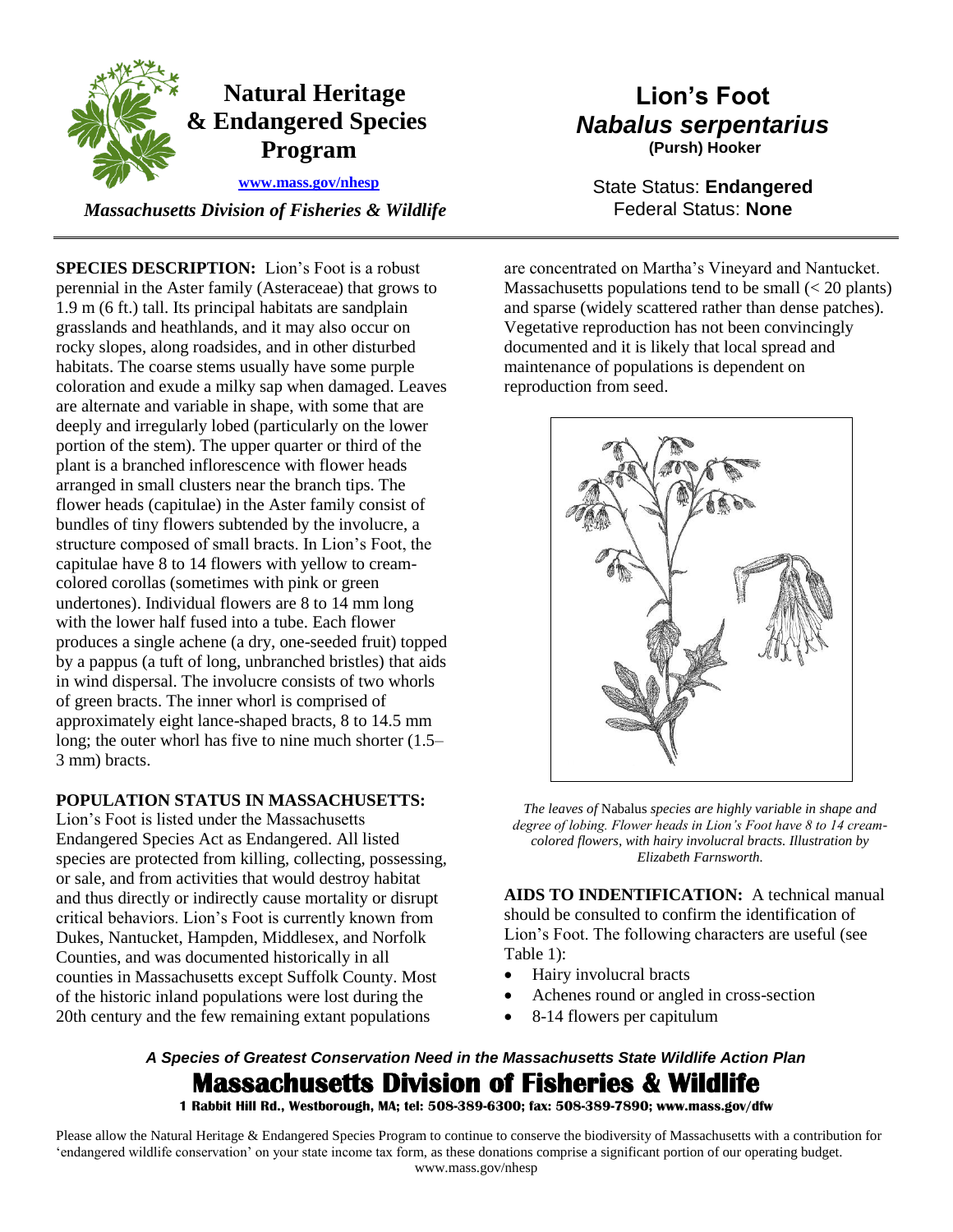# Natural Heritage & Endangered Species Program

www.mass.gov/nhesp

*Massachusetts Division of Fisheries & Wildlife*

# Lion's Foot
## *Nabalus serpentarius*
**(Pursh) Hooker**

State Status: **Endangered**
Federal Status: **None**

**SPECIES DESCRIPTION:** Lion's Foot is a robust perennial in the Aster family (Asteraceae) that grows to 1.9 m (6 ft.) tall. Its principal habitats are sandplain grasslands and heathlands, and it may also occur on rocky slopes, along roadsides, and in other disturbed habitats. The coarse stems usually have some purple coloration and exude a milky sap when damaged. Leaves are alternate and variable in shape, with some that are deeply and irregularly lobed (particularly on the lower portion of the stem). The upper quarter or third of the plant is a branched inflorescence with flower heads arranged in small clusters near the branch tips. The flower heads (capitulae) in the Aster family consist of bundles of tiny flowers subtended by the involucre, a structure composed of small bracts. In Lion's Foot, the capitulae have 8 to 14 flowers with yellow to cream-colored corollas (sometimes with pink or green undertones). Individual flowers are 8 to 14 mm long with the lower half fused into a tube. Each flower produces a single achene (a dry, one-seeded fruit) topped by a pappus (a tuft of long, unbranched bristles) that aids in wind dispersal. The involucre consists of two whorls of green bracts. The inner whorl is comprised of approximately eight lance-shaped bracts, 8 to 14.5 mm long; the outer whorl has five to nine much shorter (1.5–3 mm) bracts.

**POPULATION STATUS IN MASSACHUSETTS:** Lion's Foot is listed under the Massachusetts Endangered Species Act as Endangered. All listed species are protected from killing, collecting, possessing, or sale, and from activities that would destroy habitat and thus directly or indirectly cause mortality or disrupt critical behaviors. Lion's Foot is currently known from Dukes, Nantucket, Hampden, Middlesex, and Norfolk Counties, and was documented historically in all counties in Massachusetts except Suffolk County. Most of the historic inland populations were lost during the 20th century and the few remaining extant populations are concentrated on Martha's Vineyard and Nantucket. Massachusetts populations tend to be small (< 20 plants) and sparse (widely scattered rather than dense patches). Vegetative reproduction has not been convincingly documented and it is likely that local spread and maintenance of populations is dependent on reproduction from seed.

*The leaves of* Nabalus *species are highly variable in shape and degree of lobing. Flower heads in Lion's Foot have 8 to 14 cream-colored flowers, with hairy involucral bracts. Illustration by Elizabeth Farnsworth.*

**AIDS TO INDENTIFICATION:** A technical manual should be consulted to confirm the identification of Lion's Foot. The following characters are useful (see Table 1):

- Hairy involucral bracts
- Achenes round or angled in cross-section
- 8-14 flowers per capitulum

***A Species of Greatest Conservation Need in the Massachusetts State Wildlife Action Plan***

**Massachusetts Division of Fisheries & Wildlife**
**1 Rabbit Hill Rd., Westborough, MA; tel: 508-389-6300; fax: 508-389-7890; www.mass.gov/dfw**

Please allow the Natural Heritage & Endangered Species Program to continue to conserve the biodiversity of Massachusetts with a contribution for 'endangered wildlife conservation' on your state income tax form, as these donations comprise a significant portion of our operating budget. www.mass.gov/nhesp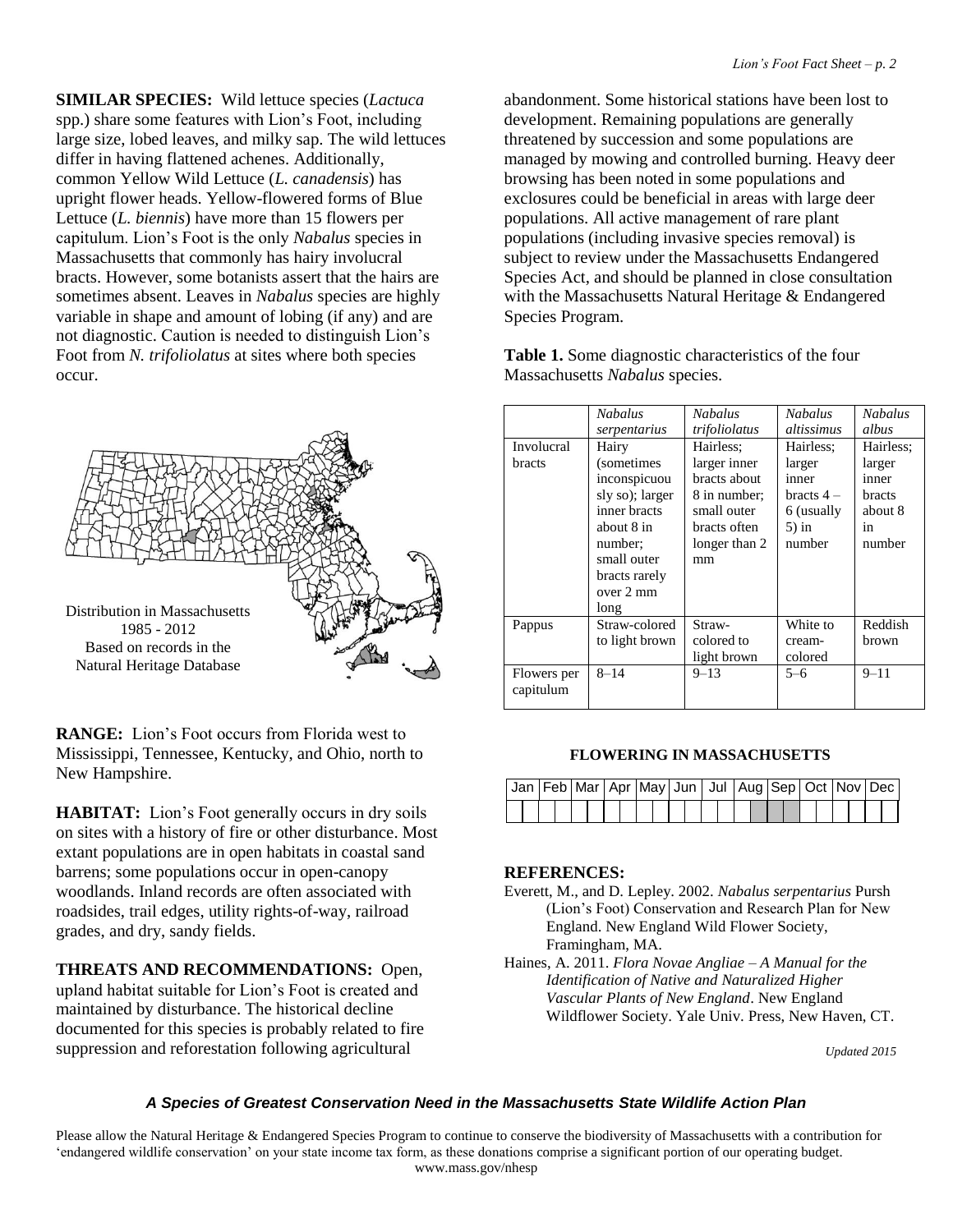**SIMILAR SPECIES:** Wild lettuce species (*Lactuca* spp.) share some features with Lion's Foot, including large size, lobed leaves, and milky sap. The wild lettuces differ in having flattened achenes. Additionally, common Yellow Wild Lettuce (*L. canadensis*) has upright flower heads. Yellow-flowered forms of Blue Lettuce (*L. biennis*) have more than 15 flowers per capitulum. Lion's Foot is the only *Nabalus* species in Massachusetts that commonly has hairy involucral bracts. However, some botanists assert that the hairs are sometimes absent. Leaves in *Nabalus* species are highly variable in shape and amount of lobing (if any) and are not diagnostic. Caution is needed to distinguish Lion's Foot from *N. trifoliolatus* at sites where both species occur.

Distribution in Massachusetts
1985 - 2012
Based on records in the
Natural Heritage Database

**RANGE:** Lion's Foot occurs from Florida west to Mississippi, Tennessee, Kentucky, and Ohio, north to New Hampshire.

**HABITAT:** Lion's Foot generally occurs in dry soils on sites with a history of fire or other disturbance. Most extant populations are in open habitats in coastal sand barrens; some populations occur in open-canopy woodlands. Inland records are often associated with roadsides, trail edges, utility rights-of-way, railroad grades, and dry, sandy fields.

**THREATS AND RECOMMENDATIONS:** Open, upland habitat suitable for Lion's Foot is created and maintained by disturbance. The historical decline documented for this species is probably related to fire suppression and reforestation following agricultural abandonment. Some historical stations have been lost to development. Remaining populations are generally threatened by succession and some populations are managed by mowing and controlled burning. Heavy deer browsing has been noted in some populations and exclosures could be beneficial in areas with large deer populations. All active management of rare plant populations (including invasive species removal) is subject to review under the Massachusetts Endangered Species Act, and should be planned in close consultation with the Massachusetts Natural Heritage & Endangered Species Program.

**Table 1.** Some diagnostic characteristics of the four Massachusetts *Nabalus* species.

| | *Nabalus serpentarius* | *Nabalus trifoliolatus* | *Nabalus altissimus* | *Nabalus albus* |
|---|---|---|---|---|
| Involucral bracts | Hairy (sometimes inconspicuously so); larger inner bracts about 8 in number; small outer bracts rarely over 2 mm long | Hairless; larger inner bracts about 8 in number; small outer bracts often longer than 2 mm | Hairless; larger inner bracts 4 – 6 (usually 5) in number | Hairless; larger inner bracts about 8 in number |
| Pappus | Straw-colored to light brown | Straw-colored to light brown | White to cream-colored | Reddish brown |
| Flowers per capitulum | 8–14 | 9–13 | 5–6 | 9–11 |

**FLOWERING IN MASSACHUSETTS**

Jan Feb Mar Apr May Jun Jul Aug Sep Oct Nov Dec

**REFERENCES:**

Everett, M., and D. Lepley. 2002. *Nabalus serpentarius* Pursh (Lion's Foot) Conservation and Research Plan for New England. New England Wild Flower Society, Framingham, MA.

Haines, A. 2011. *Flora Novae Angliae – A Manual for the Identification of Native and Naturalized Higher Vascular Plants of New England*. New England Wildflower Society. Yale Univ. Press, New Haven, CT.

*Updated 2015*

***A Species of Greatest Conservation Need in the Massachusetts State Wildlife Action Plan***

Please allow the Natural Heritage & Endangered Species Program to continue to conserve the biodiversity of Massachusetts with a contribution for 'endangered wildlife conservation' on your state income tax form, as these donations comprise a significant portion of our operating budget.
www.mass.gov/nhesp